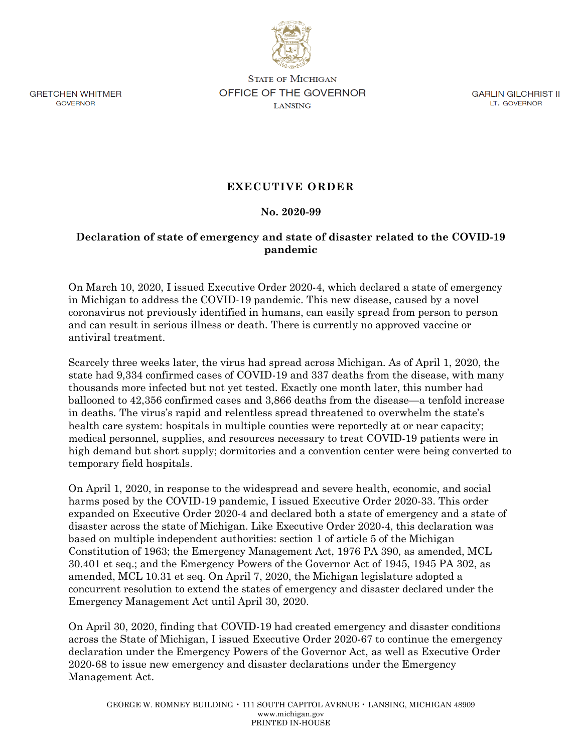STATE OF MICHIGAN
OFFICE OF THE GOVERNOR
LANSING

GRETCHEN WHITMER
GOVERNOR

GARLIN GILCHRIST II
LT. GOVERNOR

# EXECUTIVE ORDER

## No. 2020-99

### Declaration of state of emergency and state of disaster related to the COVID-19 pandemic

On March 10, 2020, I issued Executive Order 2020-4, which declared a state of emergency in Michigan to address the COVID-19 pandemic. This new disease, caused by a novel coronavirus not previously identified in humans, can easily spread from person to person and can result in serious illness or death. There is currently no approved vaccine or antiviral treatment.

Scarcely three weeks later, the virus had spread across Michigan. As of April 1, 2020, the state had 9,334 confirmed cases of COVID-19 and 337 deaths from the disease, with many thousands more infected but not yet tested. Exactly one month later, this number had ballooned to 42,356 confirmed cases and 3,866 deaths from the disease—a tenfold increase in deaths. The virus's rapid and relentless spread threatened to overwhelm the state's health care system: hospitals in multiple counties were reportedly at or near capacity; medical personnel, supplies, and resources necessary to treat COVID-19 patients were in high demand but short supply; dormitories and a convention center were being converted to temporary field hospitals.

On April 1, 2020, in response to the widespread and severe health, economic, and social harms posed by the COVID-19 pandemic, I issued Executive Order 2020-33. This order expanded on Executive Order 2020-4 and declared both a state of emergency and a state of disaster across the state of Michigan. Like Executive Order 2020-4, this declaration was based on multiple independent authorities: section 1 of article 5 of the Michigan Constitution of 1963; the Emergency Management Act, 1976 PA 390, as amended, MCL 30.401 et seq.; and the Emergency Powers of the Governor Act of 1945, 1945 PA 302, as amended, MCL 10.31 et seq. On April 7, 2020, the Michigan legislature adopted a concurrent resolution to extend the states of emergency and disaster declared under the Emergency Management Act until April 30, 2020.

On April 30, 2020, finding that COVID-19 had created emergency and disaster conditions across the State of Michigan, I issued Executive Order 2020-67 to continue the emergency declaration under the Emergency Powers of the Governor Act, as well as Executive Order 2020-68 to issue new emergency and disaster declarations under the Emergency Management Act.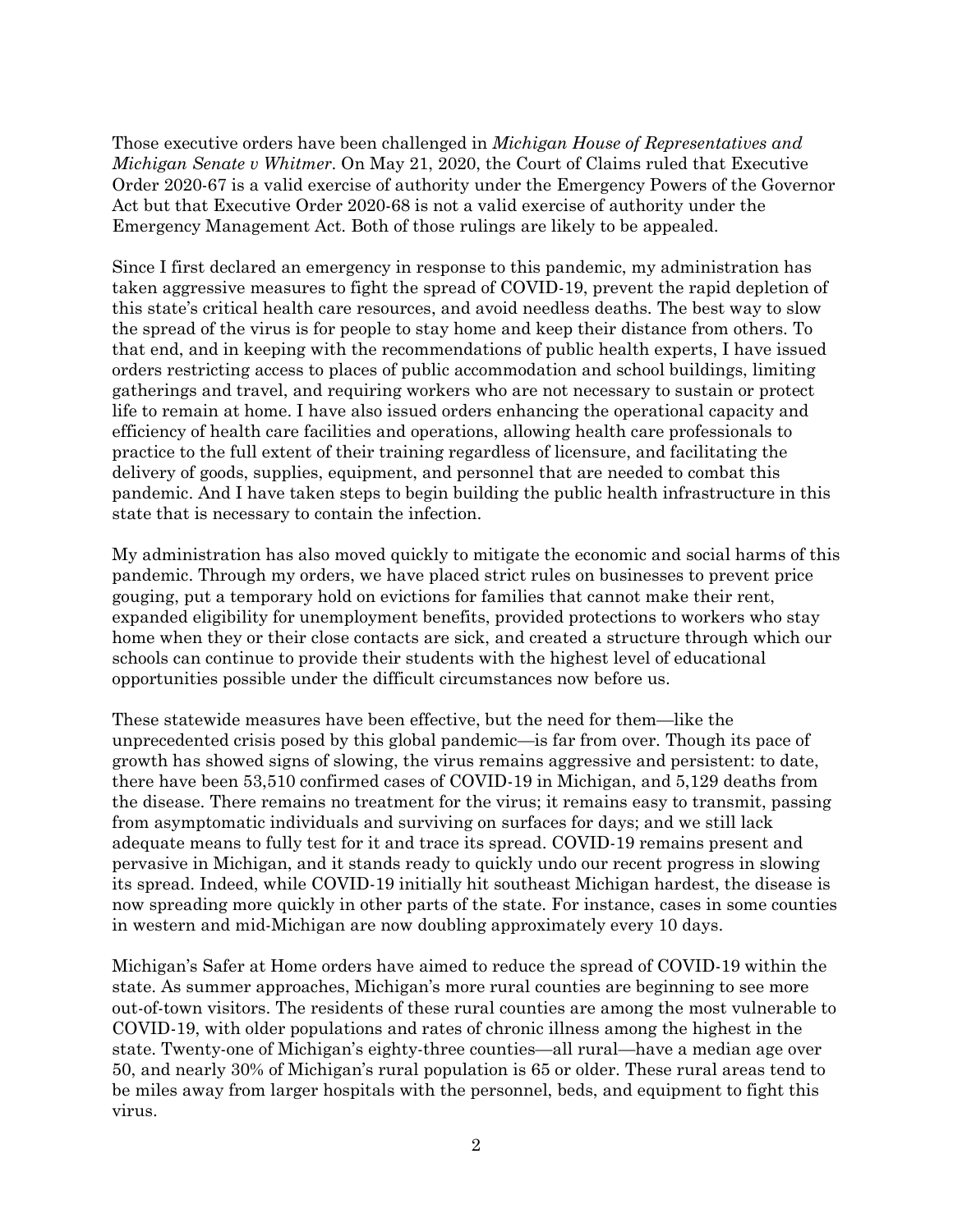Those executive orders have been challenged in *Michigan House of Representatives and Michigan Senate v Whitmer*. On May 21, 2020, the Court of Claims ruled that Executive Order 2020-67 is a valid exercise of authority under the Emergency Powers of the Governor Act but that Executive Order 2020-68 is not a valid exercise of authority under the Emergency Management Act. Both of those rulings are likely to be appealed.

Since I first declared an emergency in response to this pandemic, my administration has taken aggressive measures to fight the spread of COVID-19, prevent the rapid depletion of this state's critical health care resources, and avoid needless deaths. The best way to slow the spread of the virus is for people to stay home and keep their distance from others. To that end, and in keeping with the recommendations of public health experts, I have issued orders restricting access to places of public accommodation and school buildings, limiting gatherings and travel, and requiring workers who are not necessary to sustain or protect life to remain at home. I have also issued orders enhancing the operational capacity and efficiency of health care facilities and operations, allowing health care professionals to practice to the full extent of their training regardless of licensure, and facilitating the delivery of goods, supplies, equipment, and personnel that are needed to combat this pandemic. And I have taken steps to begin building the public health infrastructure in this state that is necessary to contain the infection.

My administration has also moved quickly to mitigate the economic and social harms of this pandemic. Through my orders, we have placed strict rules on businesses to prevent price gouging, put a temporary hold on evictions for families that cannot make their rent, expanded eligibility for unemployment benefits, provided protections to workers who stay home when they or their close contacts are sick, and created a structure through which our schools can continue to provide their students with the highest level of educational opportunities possible under the difficult circumstances now before us.

These statewide measures have been effective, but the need for them—like the unprecedented crisis posed by this global pandemic—is far from over. Though its pace of growth has showed signs of slowing, the virus remains aggressive and persistent: to date, there have been 53,510 confirmed cases of COVID-19 in Michigan, and 5,129 deaths from the disease. There remains no treatment for the virus; it remains easy to transmit, passing from asymptomatic individuals and surviving on surfaces for days; and we still lack adequate means to fully test for it and trace its spread. COVID-19 remains present and pervasive in Michigan, and it stands ready to quickly undo our recent progress in slowing its spread. Indeed, while COVID-19 initially hit southeast Michigan hardest, the disease is now spreading more quickly in other parts of the state. For instance, cases in some counties in western and mid-Michigan are now doubling approximately every 10 days.

Michigan's Safer at Home orders have aimed to reduce the spread of COVID-19 within the state. As summer approaches, Michigan's more rural counties are beginning to see more out-of-town visitors. The residents of these rural counties are among the most vulnerable to COVID-19, with older populations and rates of chronic illness among the highest in the state. Twenty-one of Michigan's eighty-three counties—all rural—have a median age over 50, and nearly 30% of Michigan's rural population is 65 or older. These rural areas tend to be miles away from larger hospitals with the personnel, beds, and equipment to fight this virus.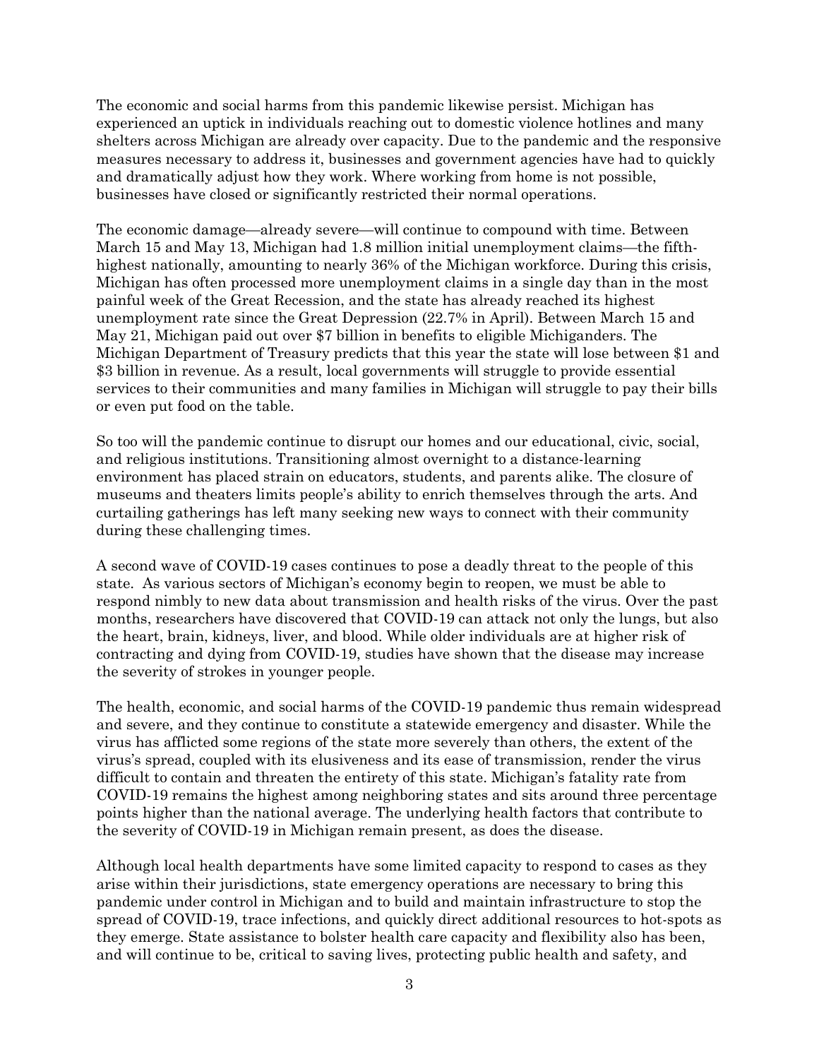The economic and social harms from this pandemic likewise persist. Michigan has experienced an uptick in individuals reaching out to domestic violence hotlines and many shelters across Michigan are already over capacity. Due to the pandemic and the responsive measures necessary to address it, businesses and government agencies have had to quickly and dramatically adjust how they work. Where working from home is not possible, businesses have closed or significantly restricted their normal operations.

The economic damage—already severe—will continue to compound with time. Between March 15 and May 13, Michigan had 1.8 million initial unemployment claims—the fifth-highest nationally, amounting to nearly 36% of the Michigan workforce. During this crisis, Michigan has often processed more unemployment claims in a single day than in the most painful week of the Great Recession, and the state has already reached its highest unemployment rate since the Great Depression (22.7% in April). Between March 15 and May 21, Michigan paid out over $7 billion in benefits to eligible Michiganders. The Michigan Department of Treasury predicts that this year the state will lose between $1 and $3 billion in revenue. As a result, local governments will struggle to provide essential services to their communities and many families in Michigan will struggle to pay their bills or even put food on the table.

So too will the pandemic continue to disrupt our homes and our educational, civic, social, and religious institutions. Transitioning almost overnight to a distance-learning environment has placed strain on educators, students, and parents alike. The closure of museums and theaters limits people's ability to enrich themselves through the arts. And curtailing gatherings has left many seeking new ways to connect with their community during these challenging times.

A second wave of COVID-19 cases continues to pose a deadly threat to the people of this state. As various sectors of Michigan's economy begin to reopen, we must be able to respond nimbly to new data about transmission and health risks of the virus. Over the past months, researchers have discovered that COVID-19 can attack not only the lungs, but also the heart, brain, kidneys, liver, and blood. While older individuals are at higher risk of contracting and dying from COVID-19, studies have shown that the disease may increase the severity of strokes in younger people.

The health, economic, and social harms of the COVID-19 pandemic thus remain widespread and severe, and they continue to constitute a statewide emergency and disaster. While the virus has afflicted some regions of the state more severely than others, the extent of the virus's spread, coupled with its elusiveness and its ease of transmission, render the virus difficult to contain and threaten the entirety of this state. Michigan's fatality rate from COVID-19 remains the highest among neighboring states and sits around three percentage points higher than the national average. The underlying health factors that contribute to the severity of COVID-19 in Michigan remain present, as does the disease.

Although local health departments have some limited capacity to respond to cases as they arise within their jurisdictions, state emergency operations are necessary to bring this pandemic under control in Michigan and to build and maintain infrastructure to stop the spread of COVID-19, trace infections, and quickly direct additional resources to hot-spots as they emerge. State assistance to bolster health care capacity and flexibility also has been, and will continue to be, critical to saving lives, protecting public health and safety, and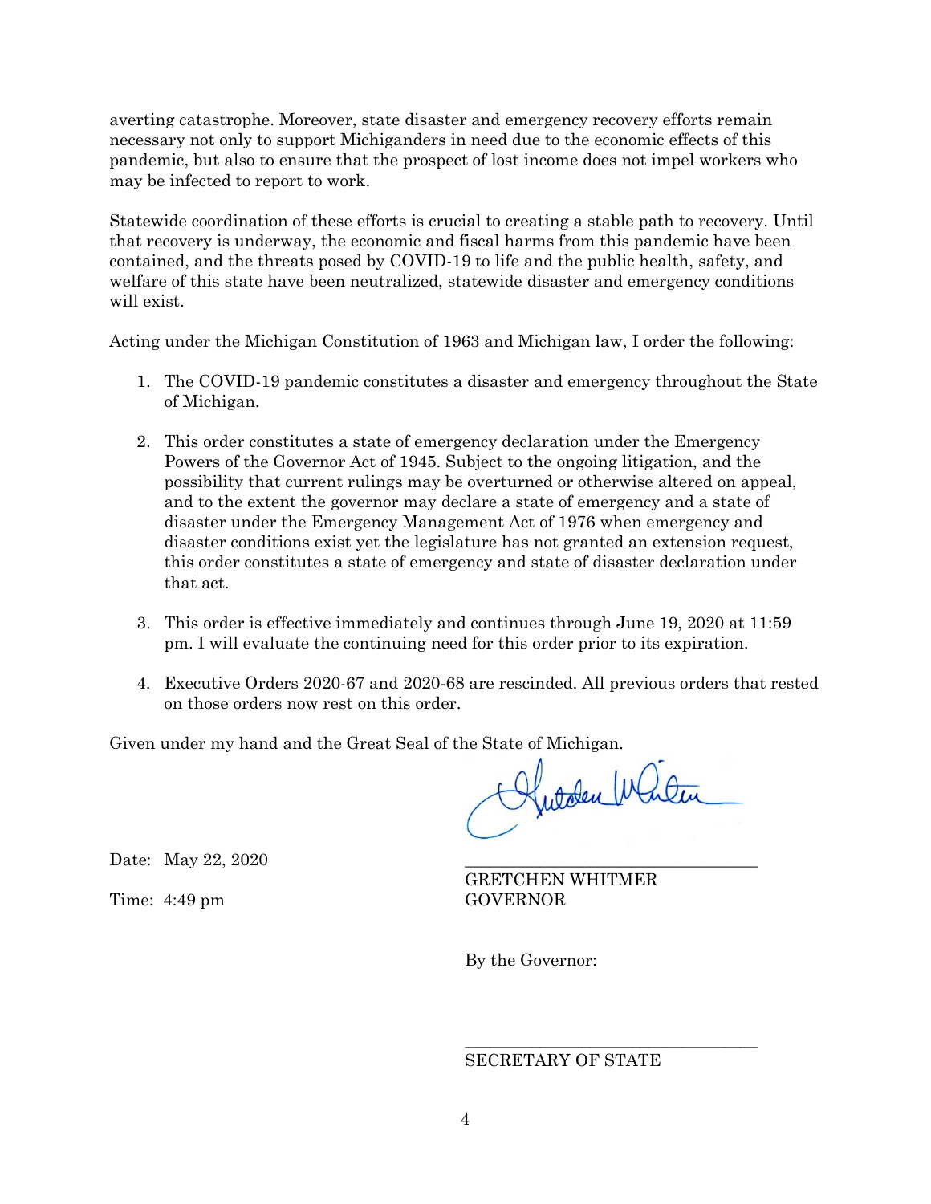averting catastrophe. Moreover, state disaster and emergency recovery efforts remain necessary not only to support Michiganders in need due to the economic effects of this pandemic, but also to ensure that the prospect of lost income does not impel workers who may be infected to report to work.

Statewide coordination of these efforts is crucial to creating a stable path to recovery. Until that recovery is underway, the economic and fiscal harms from this pandemic have been contained, and the threats posed by COVID-19 to life and the public health, safety, and welfare of this state have been neutralized, statewide disaster and emergency conditions will exist.

Acting under the Michigan Constitution of 1963 and Michigan law, I order the following:

1. The COVID-19 pandemic constitutes a disaster and emergency throughout the State of Michigan.

2. This order constitutes a state of emergency declaration under the Emergency Powers of the Governor Act of 1945. Subject to the ongoing litigation, and the possibility that current rulings may be overturned or otherwise altered on appeal, and to the extent the governor may declare a state of emergency and a state of disaster under the Emergency Management Act of 1976 when emergency and disaster conditions exist yet the legislature has not granted an extension request, this order constitutes a state of emergency and state of disaster declaration under that act.

3. This order is effective immediately and continues through June 19, 2020 at 11:59 pm. I will evaluate the continuing need for this order prior to its expiration.

4. Executive Orders 2020-67 and 2020-68 are rescinded. All previous orders that rested on those orders now rest on this order.

Given under my hand and the Great Seal of the State of Michigan.

Date: May 22, 2020

Time: 4:49 pm

\_\_\_\_\_\_\_\_\_\_\_\_\_\_\_\_\_\_\_\_\_\_\_\_\_\_\_\_\_\_\_\_\_\_

GRETCHEN WHITMER
GOVERNOR

By the Governor:

\_\_\_\_\_\_\_\_\_\_\_\_\_\_\_\_\_\_\_\_\_\_\_\_\_\_\_\_\_\_\_\_\_\_

SECRETARY OF STATE